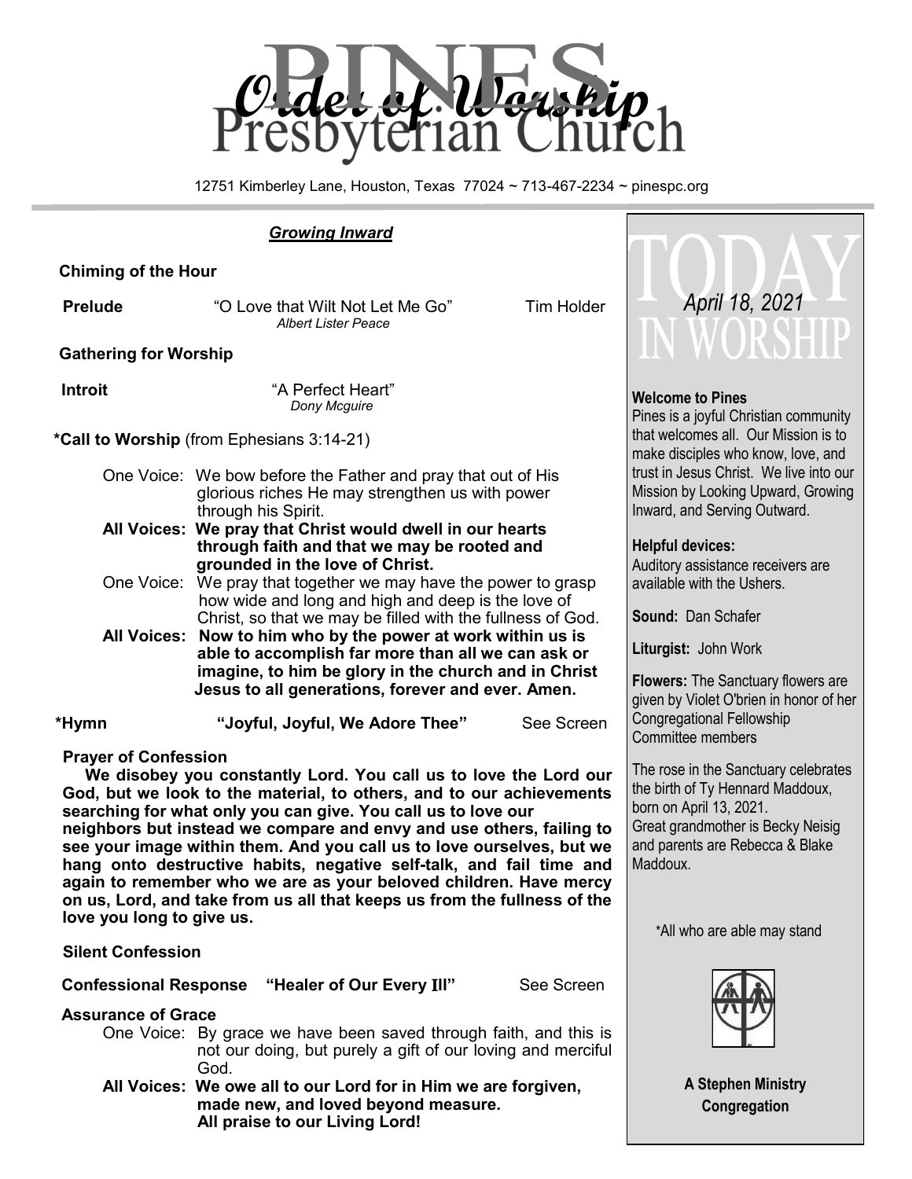# Order of Worship

# PINES Presbyterian Church

12751 Kimberley Lane, Houston, Texas 77024 ~ 713-467-2234 ~ pinespc.org

***Growing Inward***

**Chiming of the Hour**

**Prelude** "O Love that Wilt Not Let Me Go" Tim Holder
*Albert Lister Peace*

**Gathering for Worship**

**Introit** "A Perfect Heart"
*Dony Mcguire*

***Call to Worship** (from Ephesians 3:14-21)

One Voice: We bow before the Father and pray that out of His glorious riches He may strengthen us with power through his Spirit.

**All Voices: We pray that Christ would dwell in our hearts through faith and that we may be rooted and grounded in the love of Christ.**

One Voice: We pray that together we may have the power to grasp how wide and long and high and deep is the love of Christ, so that we may be filled with the fullness of God.

**All Voices: Now to him who by the power at work within us is able to accomplish far more than all we can ask or imagine, to him be glory in the church and in Christ Jesus to all generations, forever and ever. Amen.**

***Hymn** **"Joyful, Joyful, We Adore Thee"** See Screen

**Prayer of Confession**

**We disobey you constantly Lord. You call us to love the Lord our God, but we look to the material, to others, and to our achievements searching for what only you can give. You call us to love our neighbors but instead we compare and envy and use others, failing to see your image within them. And you call us to love ourselves, but we hang onto destructive habits, negative self-talk, and fail time and again to remember who we are as your beloved children. Have mercy on us, Lord, and take from us all that keeps us from the fullness of the love you long to give us.**

**Silent Confession**

**Confessional Response** **"Healer of Our Every Ill"** See Screen

**Assurance of Grace**

One Voice: By grace we have been saved through faith, and this is not our doing, but purely a gift of our loving and merciful God.

**All Voices: We owe all to our Lord for in Him we are forgiven, made new, and loved beyond measure. All praise to our Living Lord!**

## TODAY IN WORSHIP

*April 18, 2021*

**Welcome to Pines**
Pines is a joyful Christian community that welcomes all. Our Mission is to make disciples who know, love, and trust in Jesus Christ. We live into our Mission by Looking Upward, Growing Inward, and Serving Outward.

**Helpful devices:**
Auditory assistance receivers are available with the Ushers.

**Sound:** Dan Schafer

**Liturgist:** John Work

**Flowers:** The Sanctuary flowers are given by Violet O'brien in honor of her Congregational Fellowship Committee members

The rose in the Sanctuary celebrates the birth of Ty Hennard Maddoux, born on April 13, 2021. Great grandmother is Becky Neisig and parents are Rebecca & Blake Maddoux.

*All who are able may stand

**A Stephen Ministry Congregation**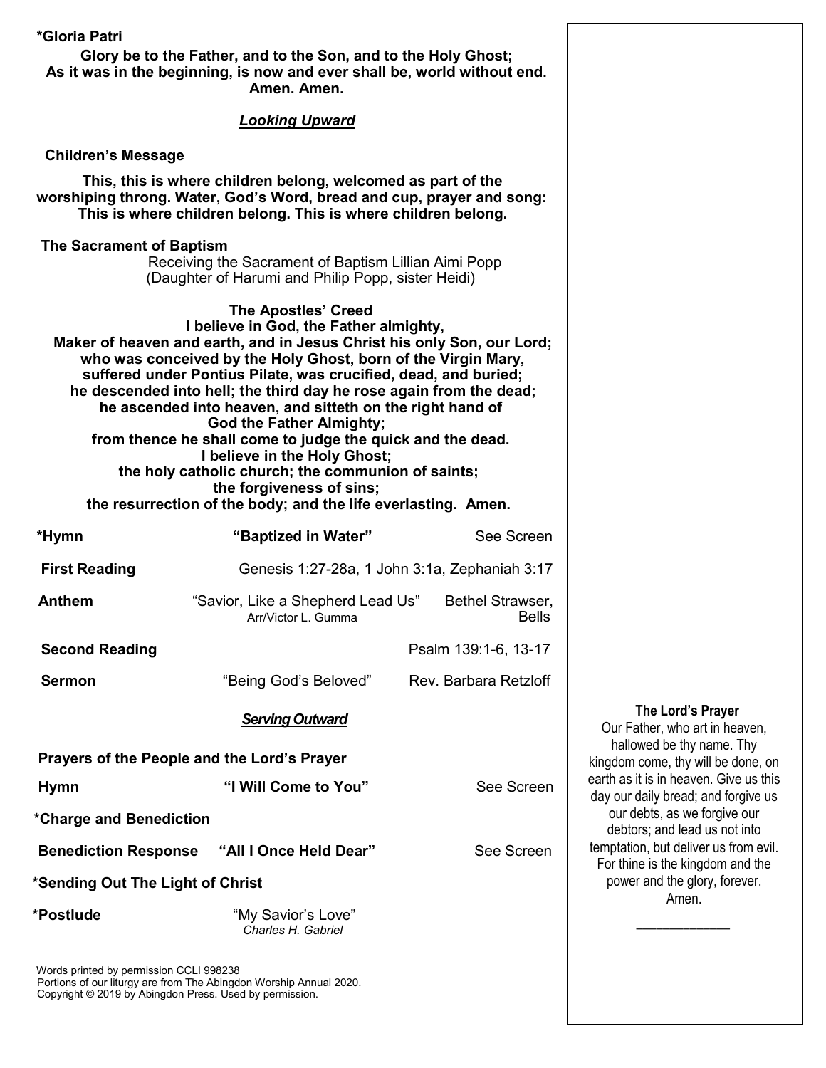**\*Gloria Patri**

**Glory be to the Father, and to the Son, and to the Holy Ghost;
As it was in the beginning, is now and ever shall be, world without end.
Amen. Amen.**

***Looking Upward***

**Children's Message**

**This, this is where children belong, welcomed as part of the worshiping throng. Water, God's Word, bread and cup, prayer and song: This is where children belong. This is where children belong.**

**The Sacrament of Baptism**

Receiving the Sacrament of Baptism Lillian Aimi Popp
(Daughter of Harumi and Philip Popp, sister Heidi)

**The Apostles' Creed**

**I believe in God, the Father almighty,
Maker of heaven and earth, and in Jesus Christ his only Son, our Lord;
who was conceived by the Holy Ghost, born of the Virgin Mary,
suffered under Pontius Pilate, was crucified, dead, and buried;
he descended into hell; the third day he rose again from the dead;
he ascended into heaven, and sitteth on the right hand of
God the Father Almighty;
from thence he shall come to judge the quick and the dead.
I believe in the Holy Ghost;
the holy catholic church; the communion of saints;
the forgiveness of sins;
the resurrection of the body; and the life everlasting. Amen.**

**\*Hymn** — **"Baptized in Water"** — See Screen

**First Reading** — Genesis 1:27-28a, 1 John 3:1a, Zephaniah 3:17

**Anthem** — "Savior, Like a Shepherd Lead Us" Arr/Victor L. Gumma — Bethel Strawser, Bells

**Second Reading** — Psalm 139:1-6, 13-17

**Sermon** — "Being God's Beloved" — Rev. Barbara Retzloff

***Serving Outward***

**Prayers of the People and the Lord's Prayer**

**Hymn** — **"I Will Come to You"** — See Screen

**\*Charge and Benediction**

**Benediction Response** — **"All I Once Held Dear"** — See Screen

**\*Sending Out The Light of Christ**

**\*Postlude** — "My Savior's Love" *Charles H. Gabriel*

Words printed by permission CCLI 998238
Portions of our liturgy are from The Abingdon Worship Annual 2020.
Copyright © 2019 by Abingdon Press. Used by permission.

**The Lord's Prayer**

Our Father, who art in heaven, hallowed be thy name. Thy kingdom come, thy will be done, on earth as it is in heaven. Give us this day our daily bread; and forgive us our debts, as we forgive our debtors; and lead us not into temptation, but deliver us from evil. For thine is the kingdom and the power and the glory, forever. Amen.

\_\_\_\_\_\_\_\_\_\_\_\_\_\_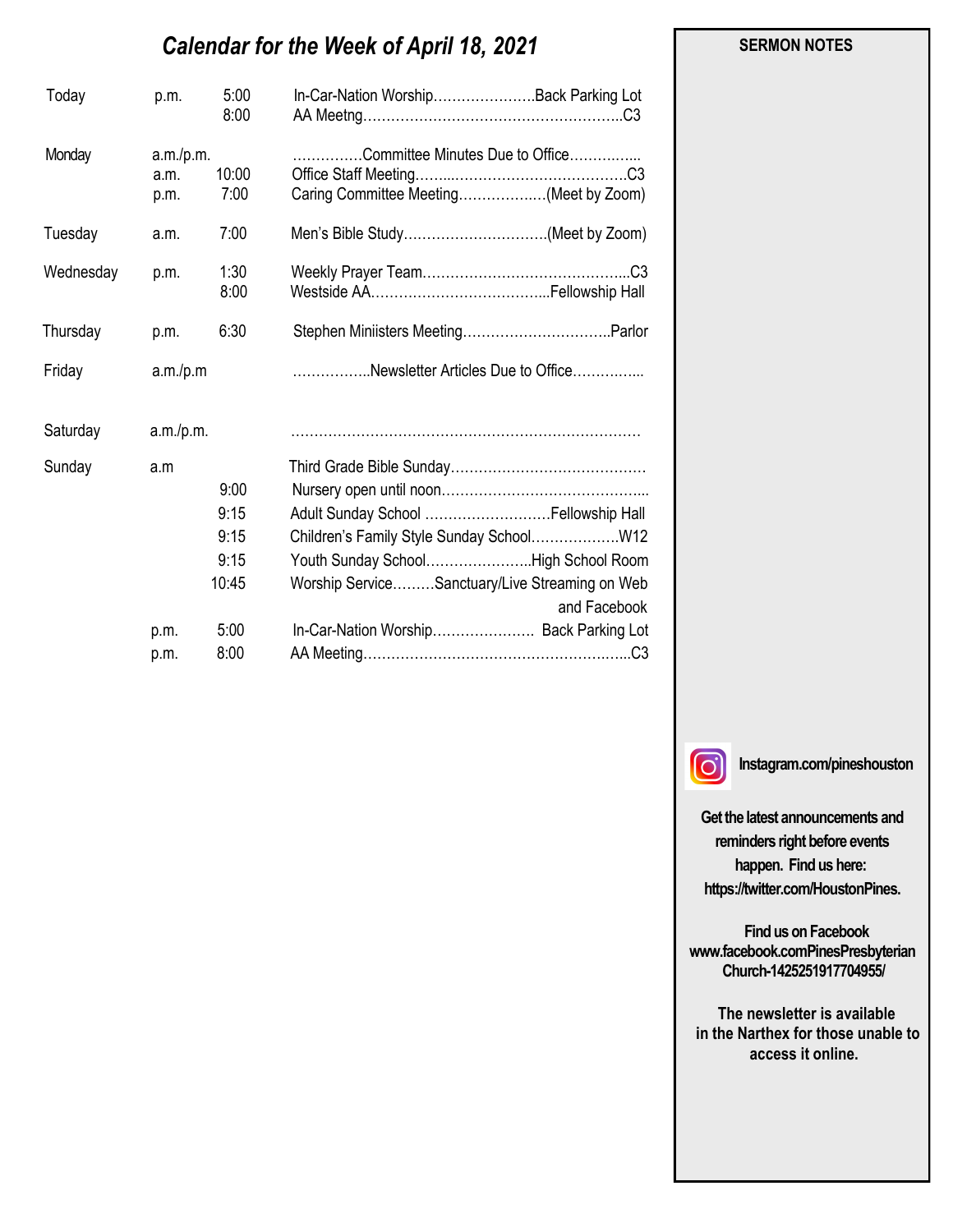# *Calendar for the Week of April 18, 2021*

| | | | |
|---|---|---|---|
| Today | p.m. | 5:00 | In-Car-Nation Worship………………….Back Parking Lot |
| | | 8:00 | AA Meetng………………………………………………..C3 |
| Monday | a.m./p.m. | | ……………Committee Minutes Due to Office………….. |
| | a.m. | 10:00 | Office Staff Meeting……...……………………………….C3 |
| | p.m. | 7:00 | Caring Committee Meeting……………….(Meet by Zoom) |
| Tuesday | a.m. | 7:00 | Men's Bible Study………………………….(Meet by Zoom) |
| Wednesday | p.m. | 1:30 | Weekly Prayer Team……………………………………...C3 |
| | | 8:00 | Westside AA………………………………...Fellowship Hall |
| Thursday | p.m. | 6:30 | Stephen Miniisters Meeting…………………………..Parlor |
| Friday | a.m./p.m | | ……………..Newsletter Articles Due to Office………….. |
| Saturday | a.m./p.m. | | ………………………………………………………………… |
| Sunday | a.m | | Third Grade Bible Sunday…………………………………… |
| | | 9:00 | Nursery open until noon……………………………………... |
| | | 9:15 | Adult Sunday School ………………………Fellowship Hall |
| | | 9:15 | Children's Family Style Sunday School……………….W12 |
| | | 9:15 | Youth Sunday School…………………..High School Room |
| | | 10:45 | Worship Service………Sanctuary/Live Streaming on Web and Facebook |
| | p.m. | 5:00 | In-Car-Nation Worship…………………. Back Parking Lot |
| | p.m. | 8:00 | AA Meeting………………………………………………...C3 |

**SERMON NOTES**

**Instagram.com/pineshouston**

**Get the latest announcements and reminders right before events happen. Find us here: https://twitter.com/HoustonPines.**

**Find us on Facebook www.facebook.comPinesPresbyterianChurch-1425251917704955/**

**The newsletter is available in the Narthex for those unable to access it online.**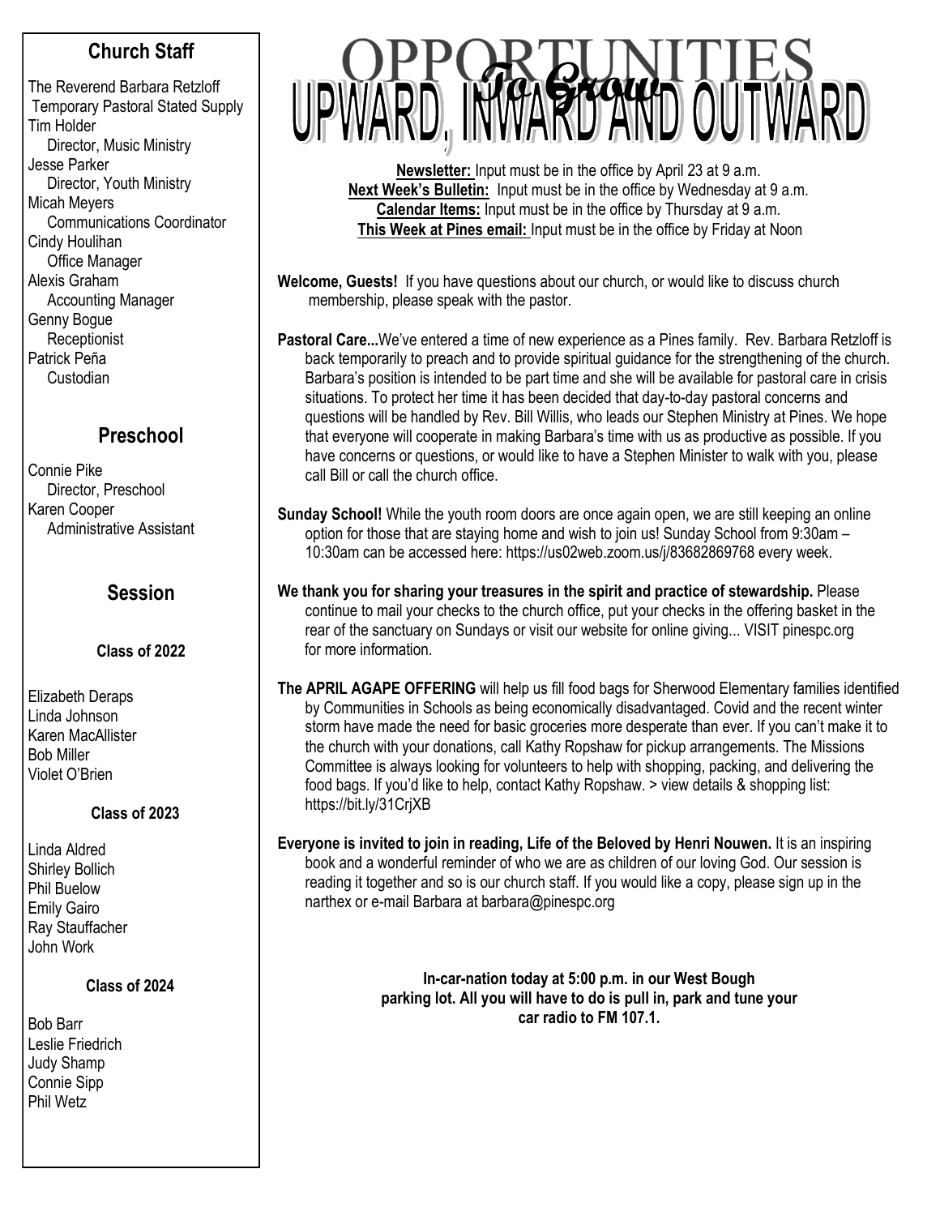## Church Staff

The Reverend Barbara Retzloff
Temporary Pastoral Stated Supply
Tim Holder
Director, Music Ministry
Jesse Parker
Director, Youth Ministry
Micah Meyers
Communications Coordinator
Cindy Houlihan
Office Manager
Alexis Graham
Accounting Manager
Genny Bogue
Receptionist
Patrick Peña
Custodian

## Preschool

Connie Pike
Director, Preschool
Karen Cooper
Administrative Assistant

## Session

### Class of 2022

Elizabeth Deraps
Linda Johnson
Karen MacAllister
Bob Miller
Violet O'Brien

### Class of 2023

Linda Aldred
Shirley Bollich
Phil Buelow
Emily Gairo
Ray Stauffacher
John Work

### Class of 2024

Bob Barr
Leslie Friedrich
Judy Shamp
Connie Sipp
Phil Wetz

# OPPORTUNITIES To Grow UPWARD, INWARD AND OUTWARD

**Newsletter:** Input must be in the office by April 23 at 9 a.m.
**Next Week's Bulletin:** Input must be in the office by Wednesday at 9 a.m.
**Calendar Items:** Input must be in the office by Thursday at 9 a.m.
**This Week at Pines email:** Input must be in the office by Friday at Noon

**Welcome, Guests!** If you have questions about our church, or would like to discuss church membership, please speak with the pastor.

**Pastoral Care...**We've entered a time of new experience as a Pines family. Rev. Barbara Retzloff is back temporarily to preach and to provide spiritual guidance for the strengthening of the church. Barbara's position is intended to be part time and she will be available for pastoral care in crisis situations. To protect her time it has been decided that day-to-day pastoral concerns and questions will be handled by Rev. Bill Willis, who leads our Stephen Ministry at Pines. We hope that everyone will cooperate in making Barbara's time with us as productive as possible. If you have concerns or questions, or would like to have a Stephen Minister to walk with you, please call Bill or call the church office.

**Sunday School!** While the youth room doors are once again open, we are still keeping an online option for those that are staying home and wish to join us! Sunday School from 9:30am – 10:30am can be accessed here: https://us02web.zoom.us/j/83682869768 every week.

**We thank you for sharing your treasures in the spirit and practice of stewardship.** Please continue to mail your checks to the church office, put your checks in the offering basket in the rear of the sanctuary on Sundays or visit our website for online giving... VISIT pinespc.org for more information.

**The APRIL AGAPE OFFERING** will help us fill food bags for Sherwood Elementary families identified by Communities in Schools as being economically disadvantaged. Covid and the recent winter storm have made the need for basic groceries more desperate than ever. If you can't make it to the church with your donations, call Kathy Ropshaw for pickup arrangements. The Missions Committee is always looking for volunteers to help with shopping, packing, and delivering the food bags. If you'd like to help, contact Kathy Ropshaw. > view details & shopping list: https://bit.ly/31CrjXB

**Everyone is invited to join in reading, Life of the Beloved by Henri Nouwen.** It is an inspiring book and a wonderful reminder of who we are as children of our loving God. Our session is reading it together and so is our church staff. If you would like a copy, please sign up in the narthex or e-mail Barbara at barbara@pinespc.org

**In-car-nation today at 5:00 p.m. in our West Bough parking lot. All you will have to do is pull in, park and tune your car radio to FM 107.1.**